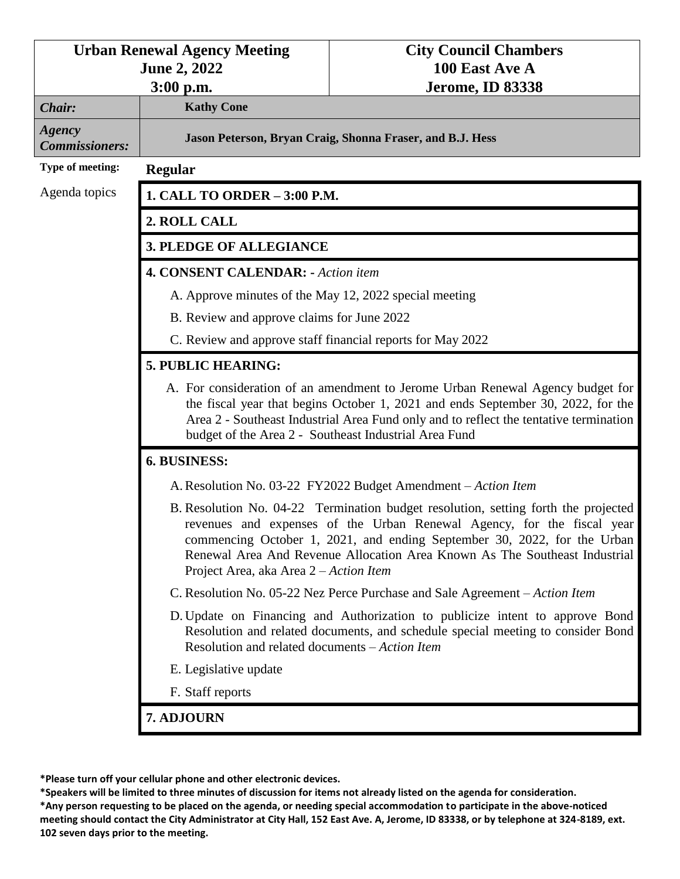| Urban Renewal Agency Meeting<br>June 2, 2022<br>3:00 p.m. | City Council Chambers<br>100 East Ave A<br>Jerome, ID 83338 |
|---|---|
| ***Chair:*** | **Kathy Cone** |
| ***Agency Commissioners:*** | **Jason Peterson, Bryan Craig, Shonna Fraser, and B.J. Hess** |

**Type of meeting:** **Regular**

Agenda topics

**1. CALL TO ORDER – 3:00 P.M.**

**2. ROLL CALL**

**3. PLEDGE OF ALLEGIANCE**

**4. CONSENT CALENDAR: -** *Action item*

A. Approve minutes of the May 12, 2022 special meeting

B. Review and approve claims for June 2022

C. Review and approve staff financial reports for May 2022

**5. PUBLIC HEARING:**

A. For consideration of an amendment to Jerome Urban Renewal Agency budget for the fiscal year that begins October 1, 2021 and ends September 30, 2022, for the Area 2 - Southeast Industrial Area Fund only and to reflect the tentative termination budget of the Area 2 - Southeast Industrial Area Fund

**6. BUSINESS:**

A. Resolution No. 03-22 FY2022 Budget Amendment – *Action Item*

B. Resolution No. 04-22 Termination budget resolution, setting forth the projected revenues and expenses of the Urban Renewal Agency, for the fiscal year commencing October 1, 2021, and ending September 30, 2022, for the Urban Renewal Area And Revenue Allocation Area Known As The Southeast Industrial Project Area, aka Area 2 – *Action Item*

C. Resolution No. 05-22 Nez Perce Purchase and Sale Agreement – *Action Item*

D. Update on Financing and Authorization to publicize intent to approve Bond Resolution and related documents, and schedule special meeting to consider Bond Resolution and related documents – *Action Item*

E. Legislative update

F. Staff reports

**7. ADJOURN**

**\*Please turn off your cellular phone and other electronic devices.**
**\*Speakers will be limited to three minutes of discussion for items not already listed on the agenda for consideration.**
**\*Any person requesting to be placed on the agenda, or needing special accommodation to participate in the above-noticed meeting should contact the City Administrator at City Hall, 152 East Ave. A, Jerome, ID 83338, or by telephone at 324-8189, ext. 102 seven days prior to the meeting.**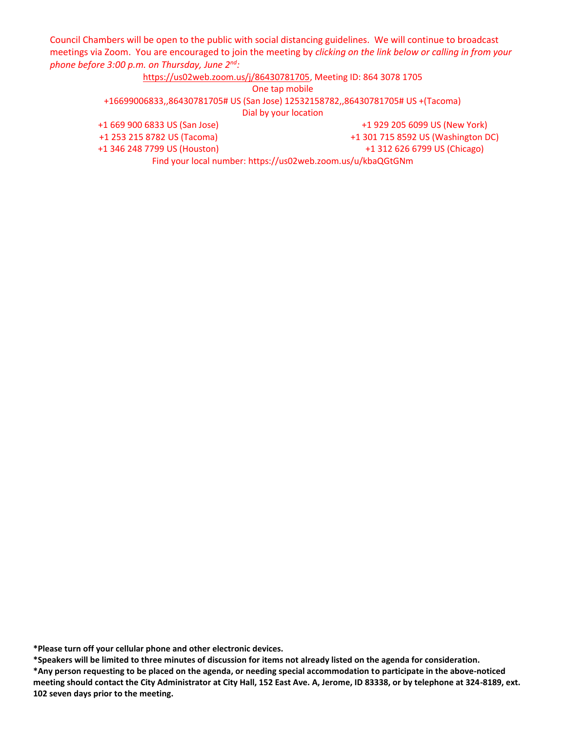Council Chambers will be open to the public with social distancing guidelines. We will continue to broadcast meetings via Zoom. You are encouraged to join the meeting by *clicking on the link below or calling in from your phone before 3:00 p.m. on Thursday, June 2nd:*

https://us02web.zoom.us/j/86430781705, Meeting ID: 864 3078 1705

One tap mobile

+16699006833,,86430781705# US (San Jose) 12532158782,,86430781705# US +(Tacoma)

Dial by your location

+1 669 900 6833 US (San Jose)
+1 929 205 6099 US (New York)
+1 253 215 8782 US (Tacoma)
+1 301 715 8592 US (Washington DC)
+1 346 248 7799 US (Houston)
+1 312 626 6799 US (Chicago)

Find your local number: https://us02web.zoom.us/u/kbaQGtGNm

**\*Please turn off your cellular phone and other electronic devices.**
**\*Speakers will be limited to three minutes of discussion for items not already listed on the agenda for consideration.**
**\*Any person requesting to be placed on the agenda, or needing special accommodation to participate in the above-noticed meeting should contact the City Administrator at City Hall, 152 East Ave. A, Jerome, ID 83338, or by telephone at 324-8189, ext. 102 seven days prior to the meeting.**